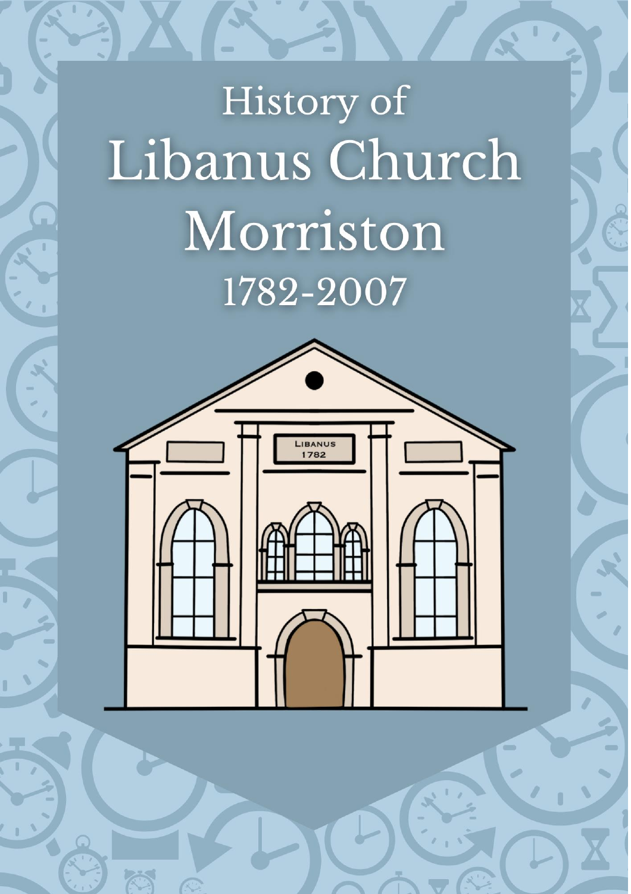# History of Libanus Church Morriston 1782-2007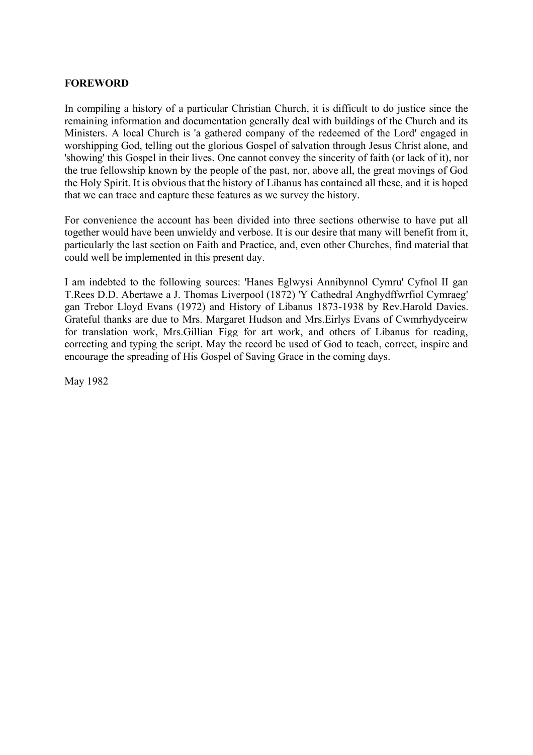## FOREWORD

In compiling a history of a particular Christian Church, it is difficult to do justice since the remaining information and documentation generally deal with buildings of the Church and its Ministers. A local Church is 'a gathered company of the redeemed of the Lord' engaged in worshipping God, telling out the glorious Gospel of salvation through Jesus Christ alone, and 'showing' this Gospel in their lives. One cannot convey the sincerity of faith (or lack of it), nor the true fellowship known by the people of the past, nor, above all, the great movings of God the Holy Spirit. It is obvious that the history of Libanus has contained all these, and it is hoped that we can trace and capture these features as we survey the history.

For convenience the account has been divided into three sections otherwise to have put all together would have been unwieldy and verbose. It is our desire that many will benefit from it, particularly the last section on Faith and Practice, and, even other Churches, find material that could well be implemented in this present day.

I am indebted to the following sources: 'Hanes Eglwysi Annibynnol Cymru' Cyfnol II gan T.Rees D.D. Abertawe a J. Thomas Liverpool (1872) 'Y Cathedral Anghydffwrfiol Cymraeg' gan Trebor Lloyd Evans (1972) and History of Libanus 1873-1938 by Rev.Harold Davies. Grateful thanks are due to Mrs. Margaret Hudson and Mrs.Eirlys Evans of Cwmrhydyceirw for translation work, Mrs.Gillian Figg for art work, and others of Libanus for reading, correcting and typing the script. May the record be used of God to teach, correct, inspire and encourage the spreading of His Gospel of Saving Grace in the coming days.

May 1982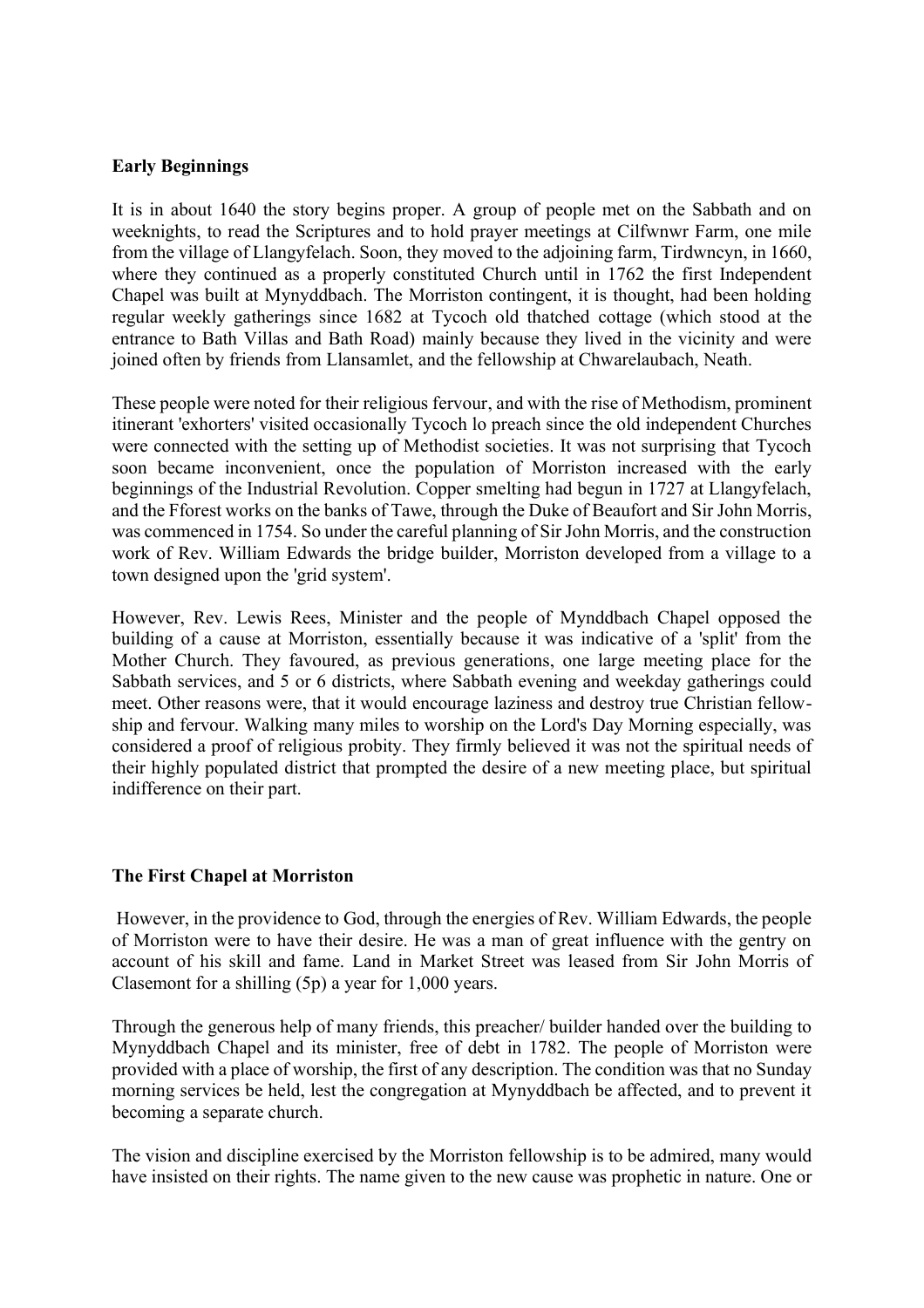## Early Beginnings

It is in about 1640 the story begins proper. A group of people met on the Sabbath and on weeknights, to read the Scriptures and to hold prayer meetings at Cilfwnwr Farm, one mile from the village of Llangyfelach. Soon, they moved to the adjoining farm, Tirdwncyn, in 1660, where they continued as a properly constituted Church until in 1762 the first Independent Chapel was built at Mynyddbach. The Morriston contingent, it is thought, had been holding regular weekly gatherings since 1682 at Tycoch old thatched cottage (which stood at the entrance to Bath Villas and Bath Road) mainly because they lived in the vicinity and were joined often by friends from Llansamlet, and the fellowship at Chwarelaubach, Neath.

These people were noted for their religious fervour, and with the rise of Methodism, prominent itinerant 'exhorters' visited occasionally Tycoch lo preach since the old independent Churches were connected with the setting up of Methodist societies. It was not surprising that Tycoch soon became inconvenient, once the population of Morriston increased with the early beginnings of the Industrial Revolution. Copper smelting had begun in 1727 at Llangyfelach, and the Fforest works on the banks of Tawe, through the Duke of Beaufort and Sir John Morris, was commenced in 1754. So under the careful planning of Sir John Morris, and the construction work of Rev. William Edwards the bridge builder, Morriston developed from a village to a town designed upon the 'grid system'.

However, Rev. Lewis Rees, Minister and the people of Mynddbach Chapel opposed the building of a cause at Morriston, essentially because it was indicative of a 'split' from the Mother Church. They favoured, as previous generations, one large meeting place for the Sabbath services, and 5 or 6 districts, where Sabbath evening and weekday gatherings could meet. Other reasons were, that it would encourage laziness and destroy true Christian fellow-ship and fervour. Walking many miles to worship on the Lord's Day Morning especially, was considered a proof of religious probity. They firmly believed it was not the spiritual needs of their highly populated district that prompted the desire of a new meeting place, but spiritual indifference on their part.

## The First Chapel at Morriston

However, in the providence to God, through the energies of Rev. William Edwards, the people of Morriston were to have their desire. He was a man of great influence with the gentry on account of his skill and fame. Land in Market Street was leased from Sir John Morris of Clasemont for a shilling (5p) a year for 1,000 years.

Through the generous help of many friends, this preacher/ builder handed over the building to Mynyddbach Chapel and its minister, free of debt in 1782. The people of Morriston were provided with a place of worship, the first of any description. The condition was that no Sunday morning services be held, lest the congregation at Mynyddbach be affected, and to prevent it becoming a separate church.

The vision and discipline exercised by the Morriston fellowship is to be admired, many would have insisted on their rights. The name given to the new cause was prophetic in nature. One or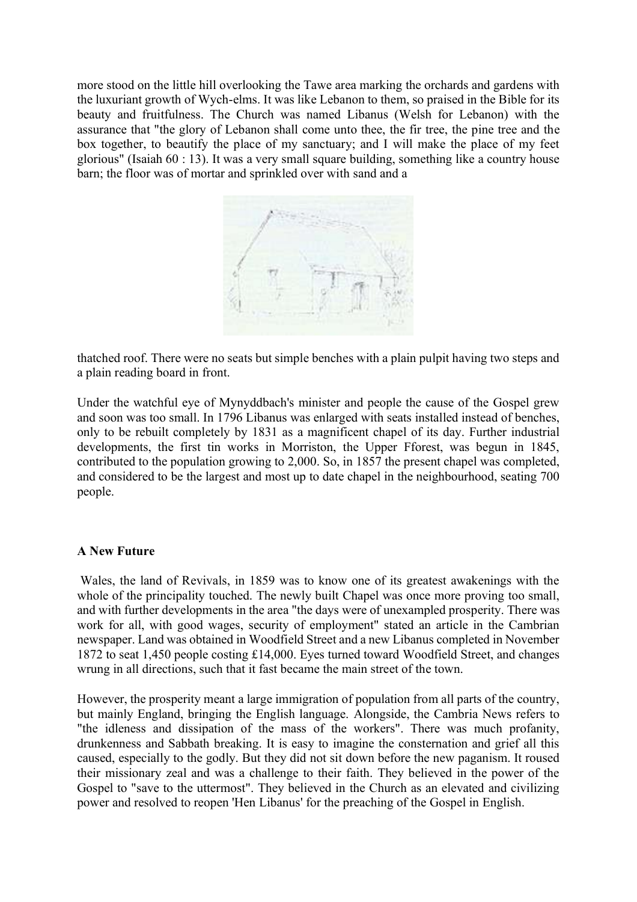more stood on the little hill overlooking the Tawe area marking the orchards and gardens with the luxuriant growth of Wych-elms. It was like Lebanon to them, so praised in the Bible for its beauty and fruitfulness. The Church was named Libanus (Welsh for Lebanon) with the assurance that "the glory of Lebanon shall come unto thee, the fir tree, the pine tree and the box together, to beautify the place of my sanctuary; and I will make the place of my feet glorious" (Isaiah 60 : 13). It was a very small square building, something like a country house barn; the floor was of mortar and sprinkled over with sand and a thatched roof. There were no seats but simple benches with a plain pulpit having two steps and a plain reading board in front.

Under the watchful eye of Mynyddbach's minister and people the cause of the Gospel grew and soon was too small. In 1796 Libanus was enlarged with seats installed instead of benches, only to be rebuilt completely by 1831 as a magnificent chapel of its day. Further industrial developments, the first tin works in Morriston, the Upper Fforest, was begun in 1845, contributed to the population growing to 2,000. So, in 1857 the present chapel was completed, and considered to be the largest and most up to date chapel in the neighbourhood, seating 700 people.

**A New Future**

Wales, the land of Revivals, in 1859 was to know one of its greatest awakenings with the whole of the principality touched. The newly built Chapel was once more proving too small, and with further developments in the area "the days were of unexampled prosperity. There was work for all, with good wages, security of employment" stated an article in the Cambrian newspaper. Land was obtained in Woodfield Street and a new Libanus completed in November 1872 to seat 1,450 people costing £14,000. Eyes turned toward Woodfield Street, and changes wrung in all directions, such that it fast became the main street of the town.

However, the prosperity meant a large immigration of population from all parts of the country, but mainly England, bringing the English language. Alongside, the Cambria News refers to "the idleness and dissipation of the mass of the workers". There was much profanity, drunkenness and Sabbath breaking. It is easy to imagine the consternation and grief all this caused, especially to the godly. But they did not sit down before the new paganism. It roused their missionary zeal and was a challenge to their faith. They believed in the power of the Gospel to "save to the uttermost". They believed in the Church as an elevated and civilizing power and resolved to reopen 'Hen Libanus' for the preaching of the Gospel in English.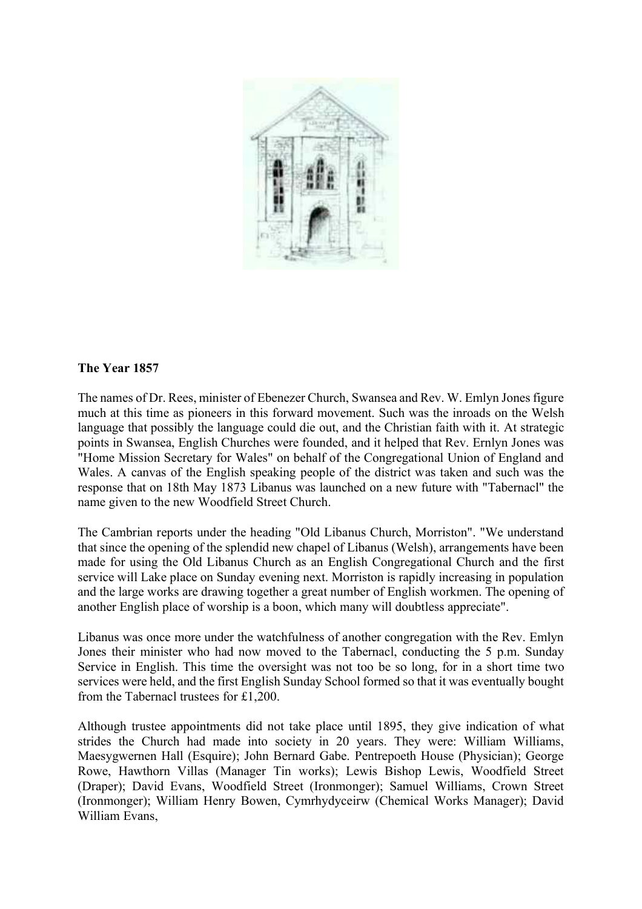**The Year 1857**

The names of Dr. Rees, minister of Ebenezer Church, Swansea and Rev. W. Emlyn Jones figure much at this time as pioneers in this forward movement. Such was the inroads on the Welsh language that possibly the language could die out, and the Christian faith with it. At strategic points in Swansea, English Churches were founded, and it helped that Rev. Ernlyn Jones was "Home Mission Secretary for Wales" on behalf of the Congregational Union of England and Wales. A canvas of the English speaking people of the district was taken and such was the response that on 18th May 1873 Libanus was launched on a new future with "Tabernacl" the name given to the new Woodfield Street Church.

The Cambrian reports under the heading "Old Libanus Church, Morriston". "We understand that since the opening of the splendid new chapel of Libanus (Welsh), arrangements have been made for using the Old Libanus Church as an English Congregational Church and the first service will Lake place on Sunday evening next. Morriston is rapidly increasing in population and the large works are drawing together a great number of English workmen. The opening of another English place of worship is a boon, which many will doubtless appreciate".

Libanus was once more under the watchfulness of another congregation with the Rev. Emlyn Jones their minister who had now moved to the Tabernacl, conducting the 5 p.m. Sunday Service in English. This time the oversight was not too be so long, for in a short time two services were held, and the first English Sunday School formed so that it was eventually bought from the Tabernacl trustees for £1,200.

Although trustee appointments did not take place until 1895, they give indication of what strides the Church had made into society in 20 years. They were: William Williams, Maesygwernen Hall (Esquire); John Bernard Gabe. Pentrepoeth House (Physician); George Rowe, Hawthorn Villas (Manager Tin works); Lewis Bishop Lewis, Woodfield Street (Draper); David Evans, Woodfield Street (Ironmonger); Samuel Williams, Crown Street (Ironmonger); William Henry Bowen, Cymrhydyceirw (Chemical Works Manager); David William Evans,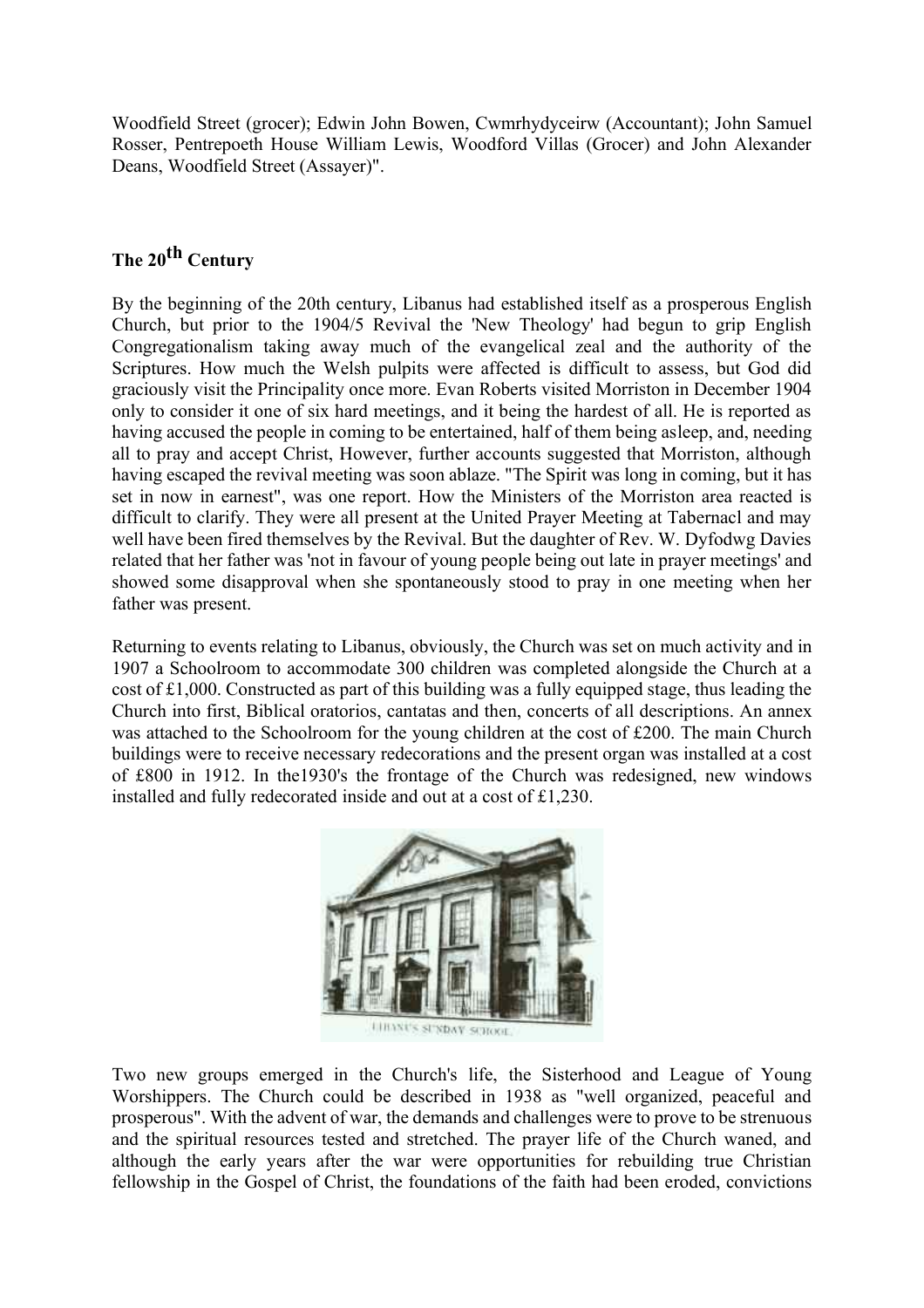Woodfield Street (grocer); Edwin John Bowen, Cwmrhydyceirw (Accountant); John Samuel Rosser, Pentrepoeth House William Lewis, Woodford Villas (Grocer) and John Alexander Deans, Woodfield Street (Assayer)".

## The 20th Century

By the beginning of the 20th century, Libanus had established itself as a prosperous English Church, but prior to the 1904/5 Revival the 'New Theology' had begun to grip English Congregationalism taking away much of the evangelical zeal and the authority of the Scriptures. How much the Welsh pulpits were affected is difficult to assess, but God did graciously visit the Principality once more. Evan Roberts visited Morriston in December 1904 only to consider it one of six hard meetings, and it being the hardest of all. He is reported as having accused the people in coming to be entertained, half of them being asleep, and, needing all to pray and accept Christ, However, further accounts suggested that Morriston, although having escaped the revival meeting was soon ablaze. "The Spirit was long in coming, but it has set in now in earnest", was one report. How the Ministers of the Morriston area reacted is difficult to clarify. They were all present at the United Prayer Meeting at Tabernacl and may well have been fired themselves by the Revival. But the daughter of Rev. W. Dyfodwg Davies related that her father was 'not in favour of young people being out late in prayer meetings' and showed some disapproval when she spontaneously stood to pray in one meeting when her father was present.

Returning to events relating to Libanus, obviously, the Church was set on much activity and in 1907 a Schoolroom to accommodate 300 children was completed alongside the Church at a cost of £1,000. Constructed as part of this building was a fully equipped stage, thus leading the Church into first, Biblical oratorios, cantatas and then, concerts of all descriptions. An annex was attached to the Schoolroom for the young children at the cost of £200. The main Church buildings were to receive necessary redecorations and the present organ was installed at a cost of £800 in 1912. In the1930's the frontage of the Church was redesigned, new windows installed and fully redecorated inside and out at a cost of £1,230.

LIBANUS SUNDAY SCHOOL

Two new groups emerged in the Church's life, the Sisterhood and League of Young Worshippers. The Church could be described in 1938 as "well organized, peaceful and prosperous". With the advent of war, the demands and challenges were to prove to be strenuous and the spiritual resources tested and stretched. The prayer life of the Church waned, and although the early years after the war were opportunities for rebuilding true Christian fellowship in the Gospel of Christ, the foundations of the faith had been eroded, convictions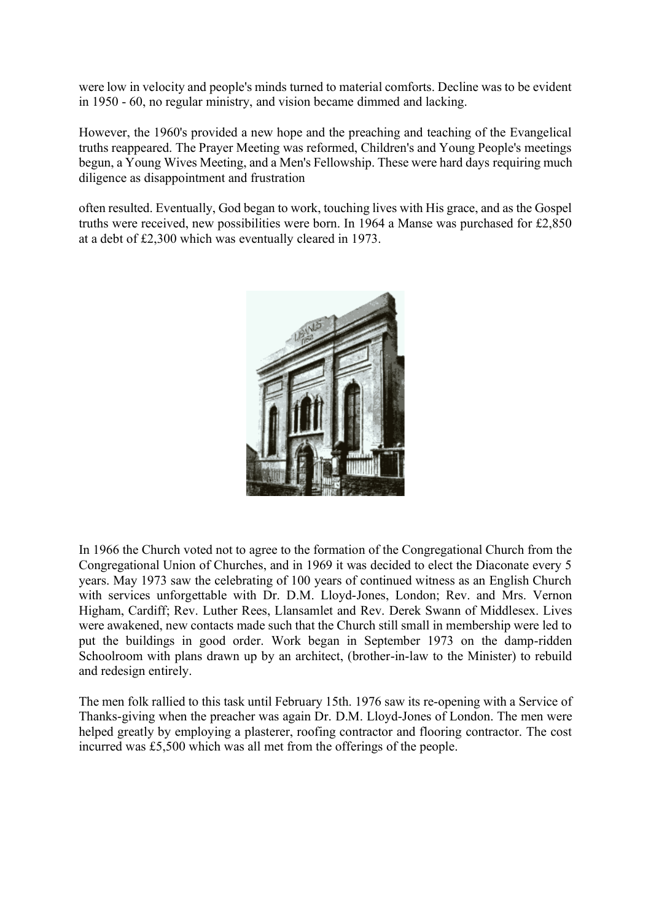were low in velocity and people's minds turned to material comforts. Decline was to be evident in 1950 - 60, no regular ministry, and vision became dimmed and lacking.

However, the 1960's provided a new hope and the preaching and teaching of the Evangelical truths reappeared. The Prayer Meeting was reformed, Children's and Young People's meetings begun, a Young Wives Meeting, and a Men's Fellowship. These were hard days requiring much diligence as disappointment and frustration

often resulted. Eventually, God began to work, touching lives with His grace, and as the Gospel truths were received, new possibilities were born. In 1964 a Manse was purchased for £2,850 at a debt of £2,300 which was eventually cleared in 1973.

In 1966 the Church voted not to agree to the formation of the Congregational Church from the Congregational Union of Churches, and in 1969 it was decided to elect the Diaconate every 5 years. May 1973 saw the celebrating of 100 years of continued witness as an English Church with services unforgettable with Dr. D.M. Lloyd-Jones, London; Rev. and Mrs. Vernon Higham, Cardiff; Rev. Luther Rees, Llansamlet and Rev. Derek Swann of Middlesex. Lives were awakened, new contacts made such that the Church still small in membership were led to put the buildings in good order. Work began in September 1973 on the damp-ridden Schoolroom with plans drawn up by an architect, (brother-in-law to the Minister) to rebuild and redesign entirely.

The men folk rallied to this task until February 15th. 1976 saw its re-opening with a Service of Thanks-giving when the preacher was again Dr. D.M. Lloyd-Jones of London. The men were helped greatly by employing a plasterer, roofing contractor and flooring contractor. The cost incurred was £5,500 which was all met from the offerings of the people.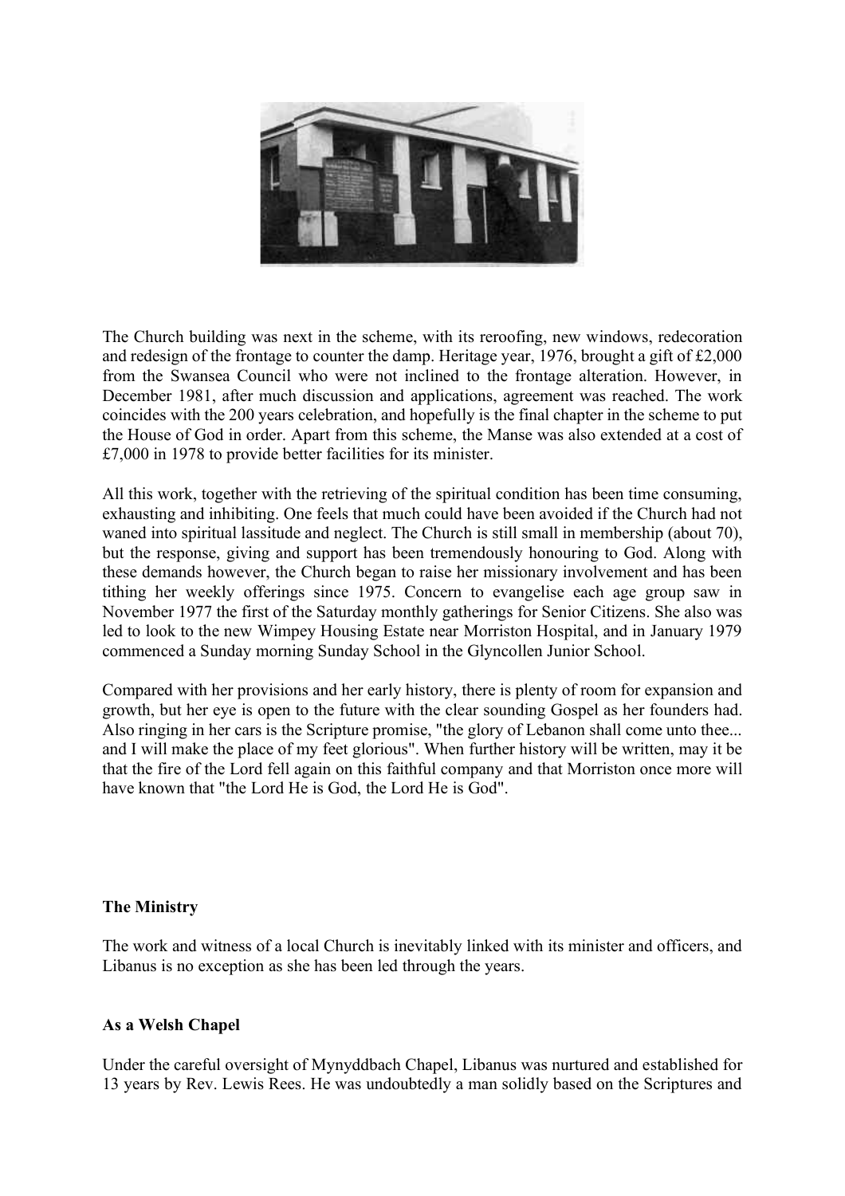The Church building was next in the scheme, with its reroofing, new windows, redecoration and redesign of the frontage to counter the damp. Heritage year, 1976, brought a gift of £2,000 from the Swansea Council who were not inclined to the frontage alteration. However, in December 1981, after much discussion and applications, agreement was reached. The work coincides with the 200 years celebration, and hopefully is the final chapter in the scheme to put the House of God in order. Apart from this scheme, the Manse was also extended at a cost of £7,000 in 1978 to provide better facilities for its minister.

All this work, together with the retrieving of the spiritual condition has been time consuming, exhausting and inhibiting. One feels that much could have been avoided if the Church had not waned into spiritual lassitude and neglect. The Church is still small in membership (about 70), but the response, giving and support has been tremendously honouring to God. Along with these demands however, the Church began to raise her missionary involvement and has been tithing her weekly offerings since 1975. Concern to evangelise each age group saw in November 1977 the first of the Saturday monthly gatherings for Senior Citizens. She also was led to look to the new Wimpey Housing Estate near Morriston Hospital, and in January 1979 commenced a Sunday morning Sunday School in the Glyncollen Junior School.

Compared with her provisions and her early history, there is plenty of room for expansion and growth, but her eye is open to the future with the clear sounding Gospel as her founders had. Also ringing in her cars is the Scripture promise, "the glory of Lebanon shall come unto thee... and I will make the place of my feet glorious". When further history will be written, may it be that the fire of the Lord fell again on this faithful company and that Morriston once more will have known that "the Lord He is God, the Lord He is God".

**The Ministry**

The work and witness of a local Church is inevitably linked with its minister and officers, and Libanus is no exception as she has been led through the years.

**As a Welsh Chapel**

Under the careful oversight of Mynyddbach Chapel, Libanus was nurtured and established for 13 years by Rev. Lewis Rees. He was undoubtedly a man solidly based on the Scriptures and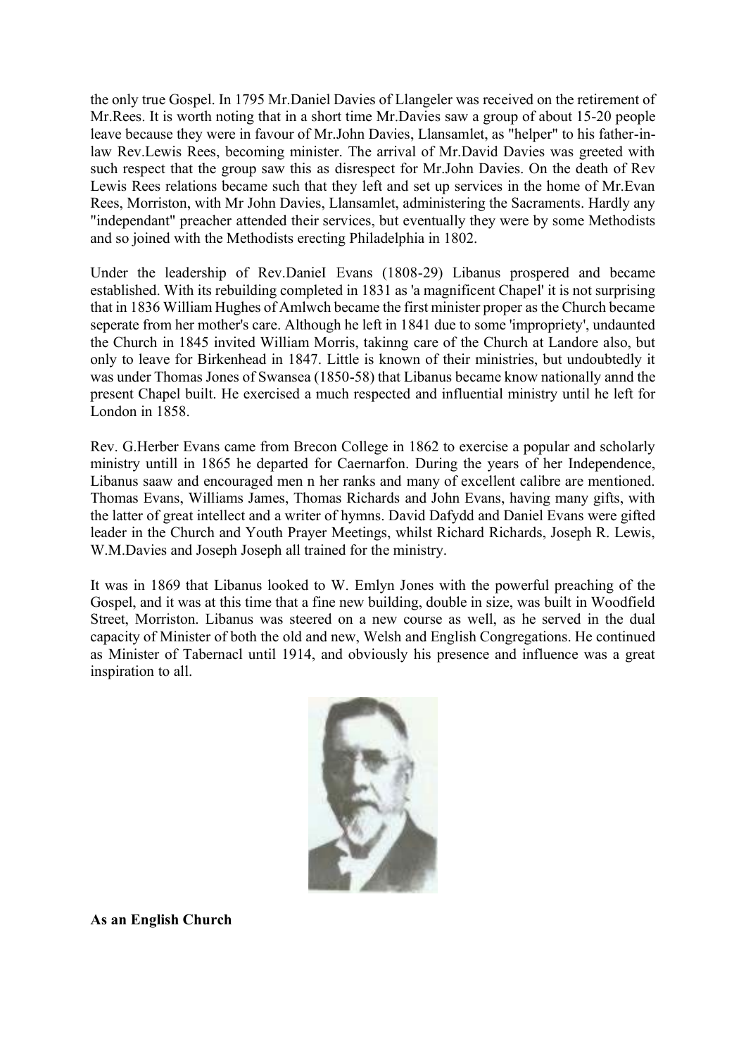the only true Gospel. In 1795 Mr.Daniel Davies of Llangeler was received on the retirement of Mr.Rees. It is worth noting that in a short time Mr.Davies saw a group of about 15-20 people leave because they were in favour of Mr.John Davies, Llansamlet, as "helper" to his father-in-law Rev.Lewis Rees, becoming minister. The arrival of Mr.David Davies was greeted with such respect that the group saw this as disrespect for Mr.John Davies. On the death of Rev Lewis Rees relations became such that they left and set up services in the home of Mr.Evan Rees, Morriston, with Mr John Davies, Llansamlet, administering the Sacraments. Hardly any "independant" preacher attended their services, but eventually they were by some Methodists and so joined with the Methodists erecting Philadelphia in 1802.

Under the leadership of Rev.DanieI Evans (1808-29) Libanus prospered and became established. With its rebuilding completed in 1831 as 'a magnificent Chapel' it is not surprising that in 1836 William Hughes of Amlwch became the first minister proper as the Church became seperate from her mother's care. Although he left in 1841 due to some 'impropriety', undaunted the Church in 1845 invited William Morris, takinng care of the Church at Landore also, but only to leave for Birkenhead in 1847. Little is known of their ministries, but undoubtedly it was under Thomas Jones of Swansea (1850-58) that Libanus became know nationally annd the present Chapel built. He exercised a much respected and influential ministry until he left for London in 1858.

Rev. G.Herber Evans came from Brecon College in 1862 to exercise a popular and scholarly ministry untill in 1865 he departed for Caernarfon. During the years of her Independence, Libanus saaw and encouraged men n her ranks and many of excellent calibre are mentioned. Thomas Evans, Williams James, Thomas Richards and John Evans, having many gifts, with the latter of great intellect and a writer of hymns. David Dafydd and Daniel Evans were gifted leader in the Church and Youth Prayer Meetings, whilst Richard Richards, Joseph R. Lewis, W.M.Davies and Joseph Joseph all trained for the ministry.

It was in 1869 that Libanus looked to W. Emlyn Jones with the powerful preaching of the Gospel, and it was at this time that a fine new building, double in size, was built in Woodfield Street, Morriston. Libanus was steered on a new course as well, as he served in the dual capacity of Minister of both the old and new, Welsh and English Congregations. He continued as Minister of Tabernacl until 1914, and obviously his presence and influence was a great inspiration to all.

**As an English Church**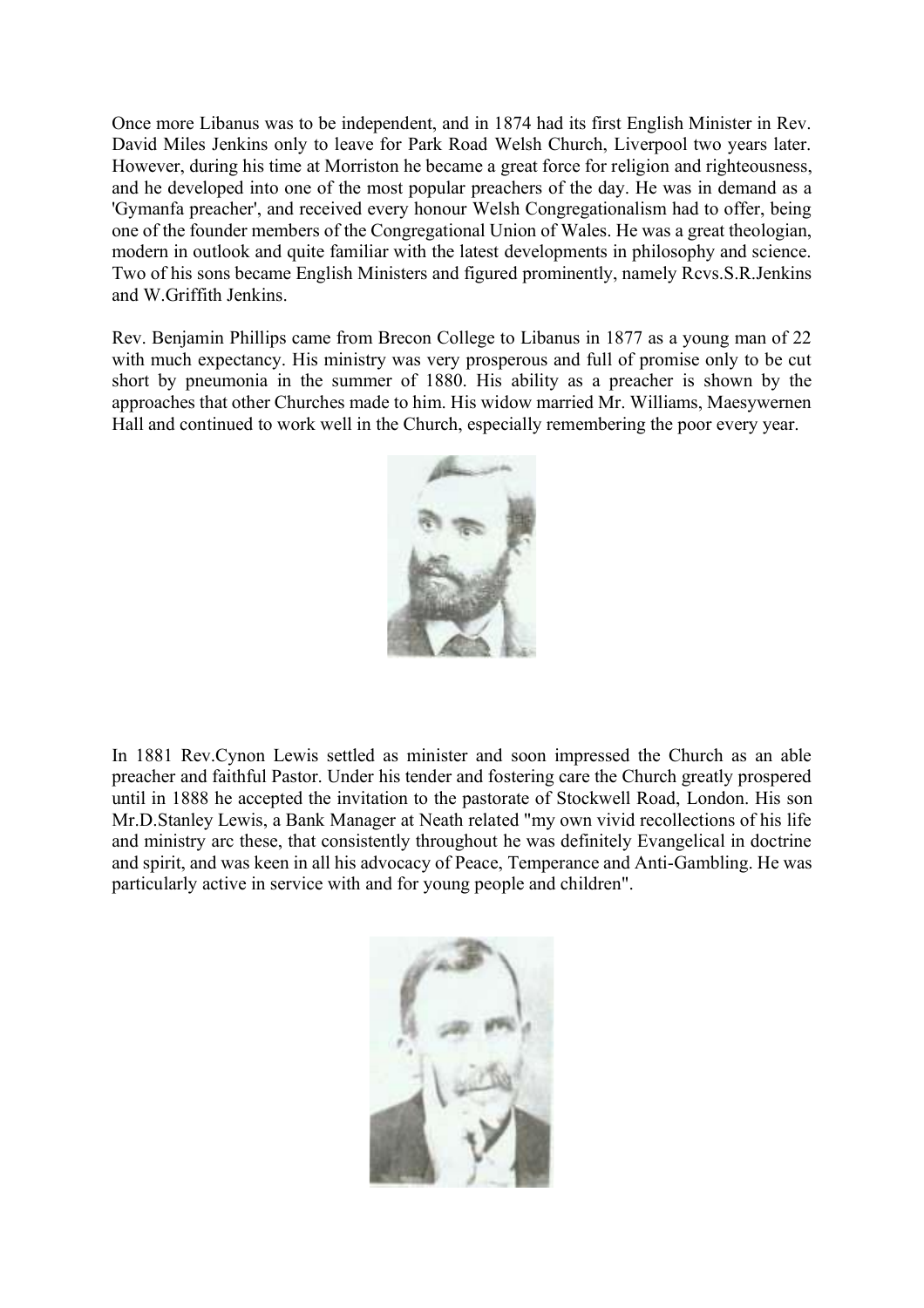Once more Libanus was to be independent, and in 1874 had its first English Minister in Rev. David Miles Jenkins only to leave for Park Road Welsh Church, Liverpool two years later. However, during his time at Morriston he became a great force for religion and righteousness, and he developed into one of the most popular preachers of the day. He was in demand as a 'Gymanfa preacher', and received every honour Welsh Congregationalism had to offer, being one of the founder members of the Congregational Union of Wales. He was a great theologian, modern in outlook and quite familiar with the latest developments in philosophy and science. Two of his sons became English Ministers and figured prominently, namely Rcvs.S.R.Jenkins and W.Griffith Jenkins.

Rev. Benjamin Phillips came from Brecon College to Libanus in 1877 as a young man of 22 with much expectancy. His ministry was very prosperous and full of promise only to be cut short by pneumonia in the summer of 1880. His ability as a preacher is shown by the approaches that other Churches made to him. His widow married Mr. Williams, Maesywernen Hall and continued to work well in the Church, especially remembering the poor every year.

In 1881 Rev.Cynon Lewis settled as minister and soon impressed the Church as an able preacher and faithful Pastor. Under his tender and fostering care the Church greatly prospered until in 1888 he accepted the invitation to the pastorate of Stockwell Road, London. His son Mr.D.Stanley Lewis, a Bank Manager at Neath related "my own vivid recollections of his life and ministry arc these, that consistently throughout he was definitely Evangelical in doctrine and spirit, and was keen in all his advocacy of Peace, Temperance and Anti-Gambling. He was particularly active in service with and for young people and children".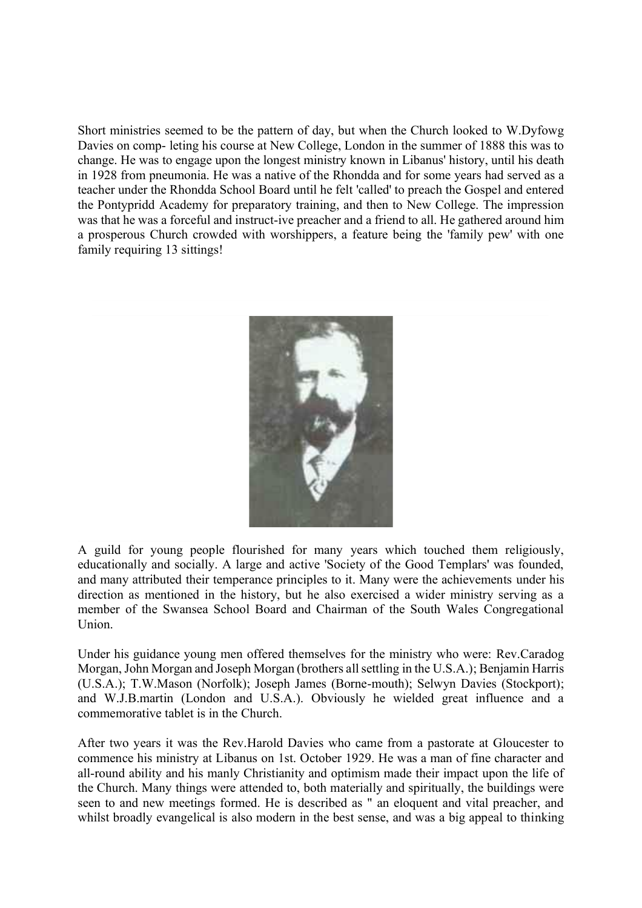Short ministries seemed to be the pattern of day, but when the Church looked to W.Dyfowg Davies on comp- leting his course at New College, London in the summer of 1888 this was to change. He was to engage upon the longest ministry known in Libanus' history, until his death in 1928 from pneumonia. He was a native of the Rhondda and for some years had served as a teacher under the Rhondda School Board until he felt 'called' to preach the Gospel and entered the Pontypridd Academy for preparatory training, and then to New College. The impression was that he was a forceful and instruct-ive preacher and a friend to all. He gathered around him a prosperous Church crowded with worshippers, a feature being the 'family pew' with one family requiring 13 sittings!

A guild for young people flourished for many years which touched them religiously, educationally and socially. A large and active 'Society of the Good Templars' was founded, and many attributed their temperance principles to it. Many were the achievements under his direction as mentioned in the history, but he also exercised a wider ministry serving as a member of the Swansea School Board and Chairman of the South Wales Congregational Union.

Under his guidance young men offered themselves for the ministry who were: Rev.Caradog Morgan, John Morgan and Joseph Morgan (brothers all settling in the U.S.A.); Benjamin Harris (U.S.A.); T.W.Mason (Norfolk); Joseph James (Borne-mouth); Selwyn Davies (Stockport); and W.J.B.martin (London and U.S.A.). Obviously he wielded great influence and a commemorative tablet is in the Church.

After two years it was the Rev.Harold Davies who came from a pastorate at Gloucester to commence his ministry at Libanus on 1st. October 1929. He was a man of fine character and all-round ability and his manly Christianity and optimism made their impact upon the life of the Church. Many things were attended to, both materially and spiritually, the buildings were seen to and new meetings formed. He is described as " an eloquent and vital preacher, and whilst broadly evangelical is also modern in the best sense, and was a big appeal to thinking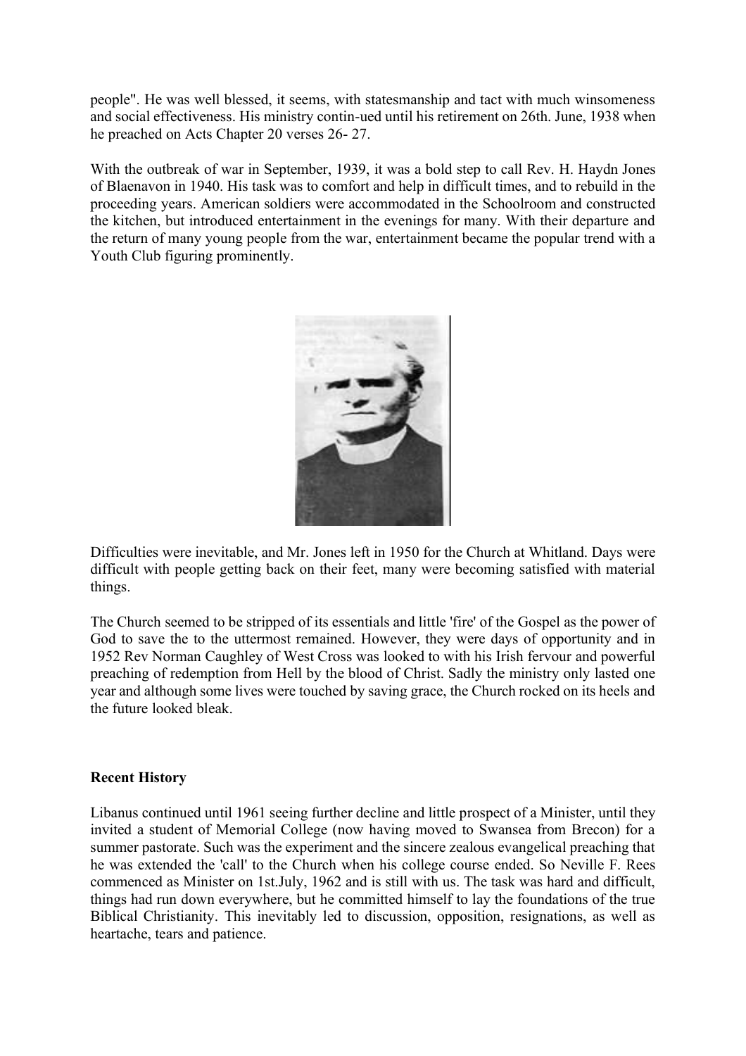people". He was well blessed, it seems, with statesmanship and tact with much winsomeness and social effectiveness. His ministry contin-ued until his retirement on 26th. June, 1938 when he preached on Acts Chapter 20 verses 26- 27.

With the outbreak of war in September, 1939, it was a bold step to call Rev. H. Haydn Jones of Blaenavon in 1940. His task was to comfort and help in difficult times, and to rebuild in the proceeding years. American soldiers were accommodated in the Schoolroom and constructed the kitchen, but introduced entertainment in the evenings for many. With their departure and the return of many young people from the war, entertainment became the popular trend with a Youth Club figuring prominently.

Difficulties were inevitable, and Mr. Jones left in 1950 for the Church at Whitland. Days were difficult with people getting back on their feet, many were becoming satisfied with material things.

The Church seemed to be stripped of its essentials and little 'fire' of the Gospel as the power of God to save the to the uttermost remained. However, they were days of opportunity and in 1952 Rev Norman Caughley of West Cross was looked to with his Irish fervour and powerful preaching of redemption from Hell by the blood of Christ. Sadly the ministry only lasted one year and although some lives were touched by saving grace, the Church rocked on its heels and the future looked bleak.

### Recent History

Libanus continued until 1961 seeing further decline and little prospect of a Minister, until they invited a student of Memorial College (now having moved to Swansea from Brecon) for a summer pastorate. Such was the experiment and the sincere zealous evangelical preaching that he was extended the 'call' to the Church when his college course ended. So Neville F. Rees commenced as Minister on 1st.July, 1962 and is still with us. The task was hard and difficult, things had run down everywhere, but he committed himself to lay the foundations of the true Biblical Christianity. This inevitably led to discussion, opposition, resignations, as well as heartache, tears and patience.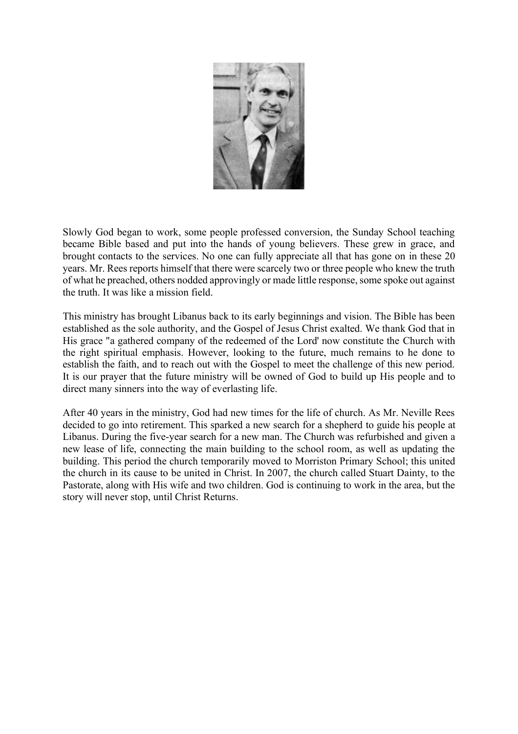Slowly God began to work, some people professed conversion, the Sunday School teaching became Bible based and put into the hands of young believers. These grew in grace, and brought contacts to the services. No one can fully appreciate all that has gone on in these 20 years. Mr. Rees reports himself that there were scarcely two or three people who knew the truth of what he preached, others nodded approvingly or made little response, some spoke out against the truth. It was like a mission field.

This ministry has brought Libanus back to its early beginnings and vision. The Bible has been established as the sole authority, and the Gospel of Jesus Christ exalted. We thank God that in His grace "a gathered company of the redeemed of the Lord' now constitute the Church with the right spiritual emphasis. However, looking to the future, much remains to he done to establish the faith, and to reach out with the Gospel to meet the challenge of this new period. It is our prayer that the future ministry will be owned of God to build up His people and to direct many sinners into the way of everlasting life.

After 40 years in the ministry, God had new times for the life of church. As Mr. Neville Rees decided to go into retirement. This sparked a new search for a shepherd to guide his people at Libanus. During the five-year search for a new man. The Church was refurbished and given a new lease of life, connecting the main building to the school room, as well as updating the building. This period the church temporarily moved to Morriston Primary School; this united the church in its cause to be united in Christ. In 2007, the church called Stuart Dainty, to the Pastorate, along with His wife and two children. God is continuing to work in the area, but the story will never stop, until Christ Returns.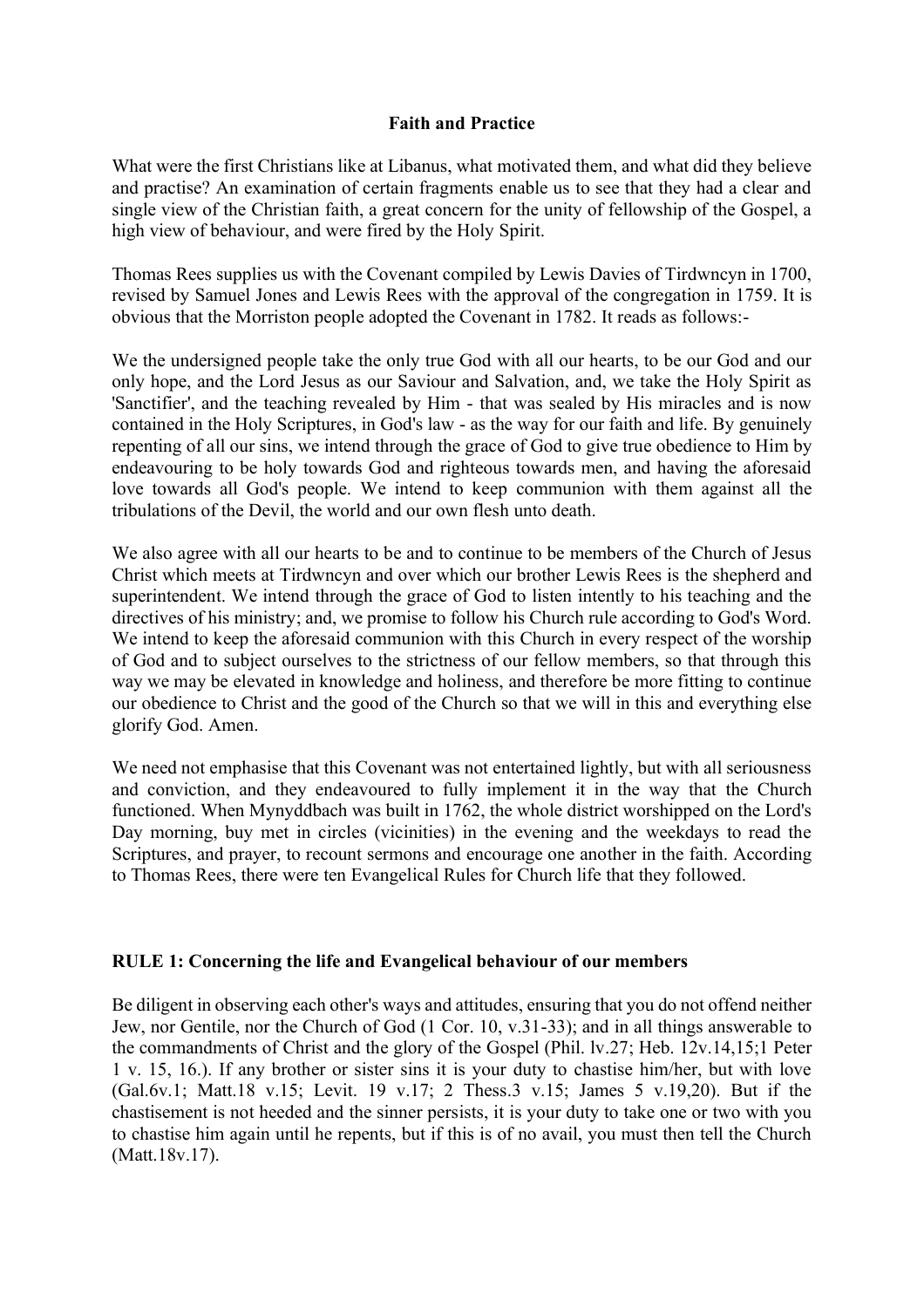**Faith and Practice**

What were the first Christians like at Libanus, what motivated them, and what did they believe and practise? An examination of certain fragments enable us to see that they had a clear and single view of the Christian faith, a great concern for the unity of fellowship of the Gospel, a high view of behaviour, and were fired by the Holy Spirit.

Thomas Rees supplies us with the Covenant compiled by Lewis Davies of Tirdwncyn in 1700, revised by Samuel Jones and Lewis Rees with the approval of the congregation in 1759. It is obvious that the Morriston people adopted the Covenant in 1782. It reads as follows:-

We the undersigned people take the only true God with all our hearts, to be our God and our only hope, and the Lord Jesus as our Saviour and Salvation, and, we take the Holy Spirit as 'Sanctifier', and the teaching revealed by Him - that was sealed by His miracles and is now contained in the Holy Scriptures, in God's law - as the way for our faith and life. By genuinely repenting of all our sins, we intend through the grace of God to give true obedience to Him by endeavouring to be holy towards God and righteous towards men, and having the aforesaid love towards all God's people. We intend to keep communion with them against all the tribulations of the Devil, the world and our own flesh unto death.

We also agree with all our hearts to be and to continue to be members of the Church of Jesus Christ which meets at Tirdwncyn and over which our brother Lewis Rees is the shepherd and superintendent. We intend through the grace of God to listen intently to his teaching and the directives of his ministry; and, we promise to follow his Church rule according to God's Word. We intend to keep the aforesaid communion with this Church in every respect of the worship of God and to subject ourselves to the strictness of our fellow members, so that through this way we may be elevated in knowledge and holiness, and therefore be more fitting to continue our obedience to Christ and the good of the Church so that we will in this and everything else glorify God. Amen.

We need not emphasise that this Covenant was not entertained lightly, but with all seriousness and conviction, and they endeavoured to fully implement it in the way that the Church functioned. When Mynyddbach was built in 1762, the whole district worshipped on the Lord's Day morning, buy met in circles (vicinities) in the evening and the weekdays to read the Scriptures, and prayer, to recount sermons and encourage one another in the faith. According to Thomas Rees, there were ten Evangelical Rules for Church life that they followed.

**RULE 1: Concerning the life and Evangelical behaviour of our members**

Be diligent in observing each other's ways and attitudes, ensuring that you do not offend neither Jew, nor Gentile, nor the Church of God (1 Cor. 10, v.31-33); and in all things answerable to the commandments of Christ and the glory of the Gospel (Phil. lv.27; Heb. 12v.14,15;1 Peter 1 v. 15, 16.). If any brother or sister sins it is your duty to chastise him/her, but with love (Gal.6v.1; Matt.18 v.15; Levit. 19 v.17; 2 Thess.3 v.15; James 5 v.19,20). But if the chastisement is not heeded and the sinner persists, it is your duty to take one or two with you to chastise him again until he repents, but if this is of no avail, you must then tell the Church (Matt.18v.17).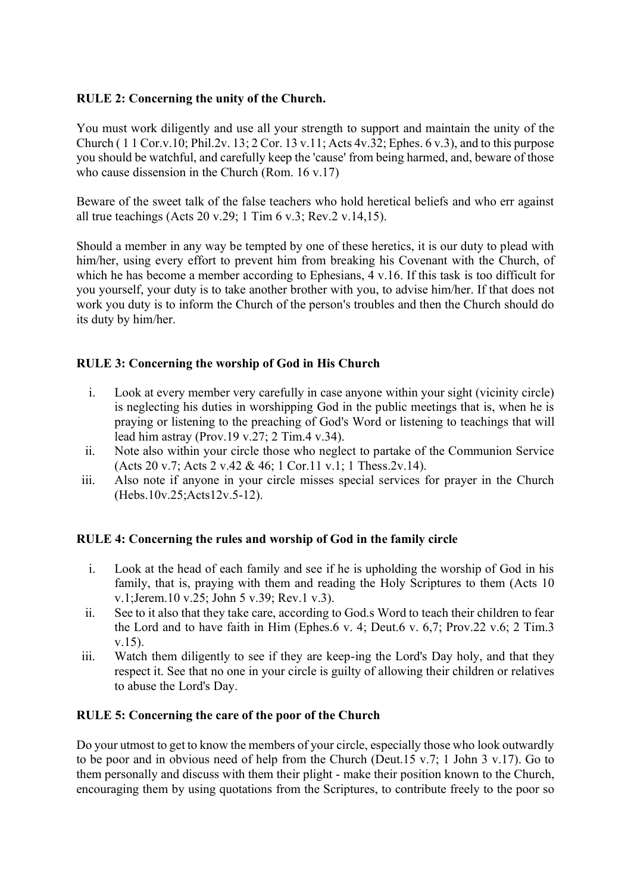**RULE 2: Concerning the unity of the Church.**

You must work diligently and use all your strength to support and maintain the unity of the Church ( 1 1 Cor.v.10; Phil.2v. 13; 2 Cor. 13 v.11; Acts 4v.32; Ephes. 6 v.3), and to this purpose you should be watchful, and carefully keep the 'cause' from being harmed, and, beware of those who cause dissension in the Church (Rom. 16 v.17)

Beware of the sweet talk of the false teachers who hold heretical beliefs and who err against all true teachings (Acts 20 v.29; 1 Tim 6 v.3; Rev.2 v.14,15).

Should a member in any way be tempted by one of these heretics, it is our duty to plead with him/her, using every effort to prevent him from breaking his Covenant with the Church, of which he has become a member according to Ephesians, 4 v.16. If this task is too difficult for you yourself, your duty is to take another brother with you, to advise him/her. If that does not work you duty is to inform the Church of the person's troubles and then the Church should do its duty by him/her.

**RULE 3: Concerning the worship of God in His Church**

i. Look at every member very carefully in case anyone within your sight (vicinity circle) is neglecting his duties in worshipping God in the public meetings that is, when he is praying or listening to the preaching of God's Word or listening to teachings that will lead him astray (Prov.19 v.27; 2 Tim.4 v.34).
ii. Note also within your circle those who neglect to partake of the Communion Service (Acts 20 v.7; Acts 2 v.42 & 46; 1 Cor.11 v.1; 1 Thess.2v.14).
iii. Also note if anyone in your circle misses special services for prayer in the Church (Hebs.10v.25;Acts12v.5-12).

**RULE 4: Concerning the rules and worship of God in the family circle**

i. Look at the head of each family and see if he is upholding the worship of God in his family, that is, praying with them and reading the Holy Scriptures to them (Acts 10 v.1;Jerem.10 v.25; John 5 v.39; Rev.1 v.3).
ii. See to it also that they take care, according to God.s Word to teach their children to fear the Lord and to have faith in Him (Ephes.6 v. 4; Deut.6 v. 6,7; Prov.22 v.6; 2 Tim.3 v.15).
iii. Watch them diligently to see if they are keep-ing the Lord's Day holy, and that they respect it. See that no one in your circle is guilty of allowing their children or relatives to abuse the Lord's Day.

**RULE 5: Concerning the care of the poor of the Church**

Do your utmost to get to know the members of your circle, especially those who look outwardly to be poor and in obvious need of help from the Church (Deut.15 v.7; 1 John 3 v.17). Go to them personally and discuss with them their plight - make their position known to the Church, encouraging them by using quotations from the Scriptures, to contribute freely to the poor so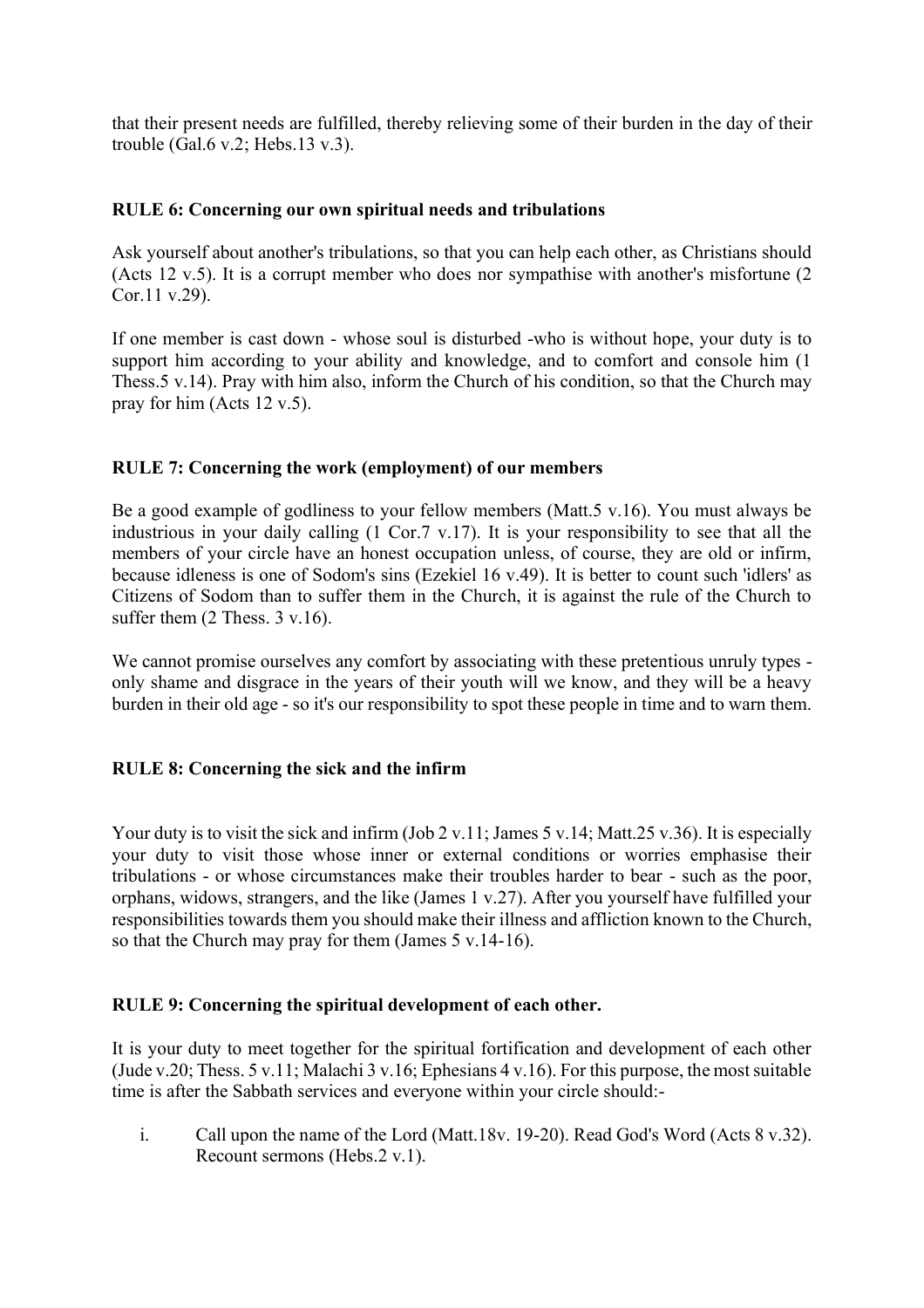that their present needs are fulfilled, thereby relieving some of their burden in the day of their trouble (Gal.6 v.2; Hebs.13 v.3).

**RULE 6: Concerning our own spiritual needs and tribulations**

Ask yourself about another's tribulations, so that you can help each other, as Christians should (Acts 12 v.5). It is a corrupt member who does nor sympathise with another's misfortune (2 Cor.11 v.29).

If one member is cast down - whose soul is disturbed -who is without hope, your duty is to support him according to your ability and knowledge, and to comfort and console him (1 Thess.5 v.14). Pray with him also, inform the Church of his condition, so that the Church may pray for him (Acts 12 v.5).

**RULE 7: Concerning the work (employment) of our members**

Be a good example of godliness to your fellow members (Matt.5 v.16). You must always be industrious in your daily calling (1 Cor.7 v.17). It is your responsibility to see that all the members of your circle have an honest occupation unless, of course, they are old or infirm, because idleness is one of Sodom's sins (Ezekiel 16 v.49). It is better to count such 'idlers' as Citizens of Sodom than to suffer them in the Church, it is against the rule of the Church to suffer them (2 Thess. 3 v.16).

We cannot promise ourselves any comfort by associating with these pretentious unruly types - only shame and disgrace in the years of their youth will we know, and they will be a heavy burden in their old age - so it's our responsibility to spot these people in time and to warn them.

**RULE 8: Concerning the sick and the infirm**

Your duty is to visit the sick and infirm (Job 2 v.11; James 5 v.14; Matt.25 v.36). It is especially your duty to visit those whose inner or external conditions or worries emphasise their tribulations - or whose circumstances make their troubles harder to bear - such as the poor, orphans, widows, strangers, and the like (James 1 v.27). After you yourself have fulfilled your responsibilities towards them you should make their illness and affliction known to the Church, so that the Church may pray for them (James 5 v.14-16).

**RULE 9: Concerning the spiritual development of each other.**

It is your duty to meet together for the spiritual fortification and development of each other (Jude v.20; Thess. 5 v.11; Malachi 3 v.16; Ephesians 4 v.16). For this purpose, the most suitable time is after the Sabbath services and everyone within your circle should:-

i. Call upon the name of the Lord (Matt.18v. 19-20). Read God's Word (Acts 8 v.32). Recount sermons (Hebs.2 v.1).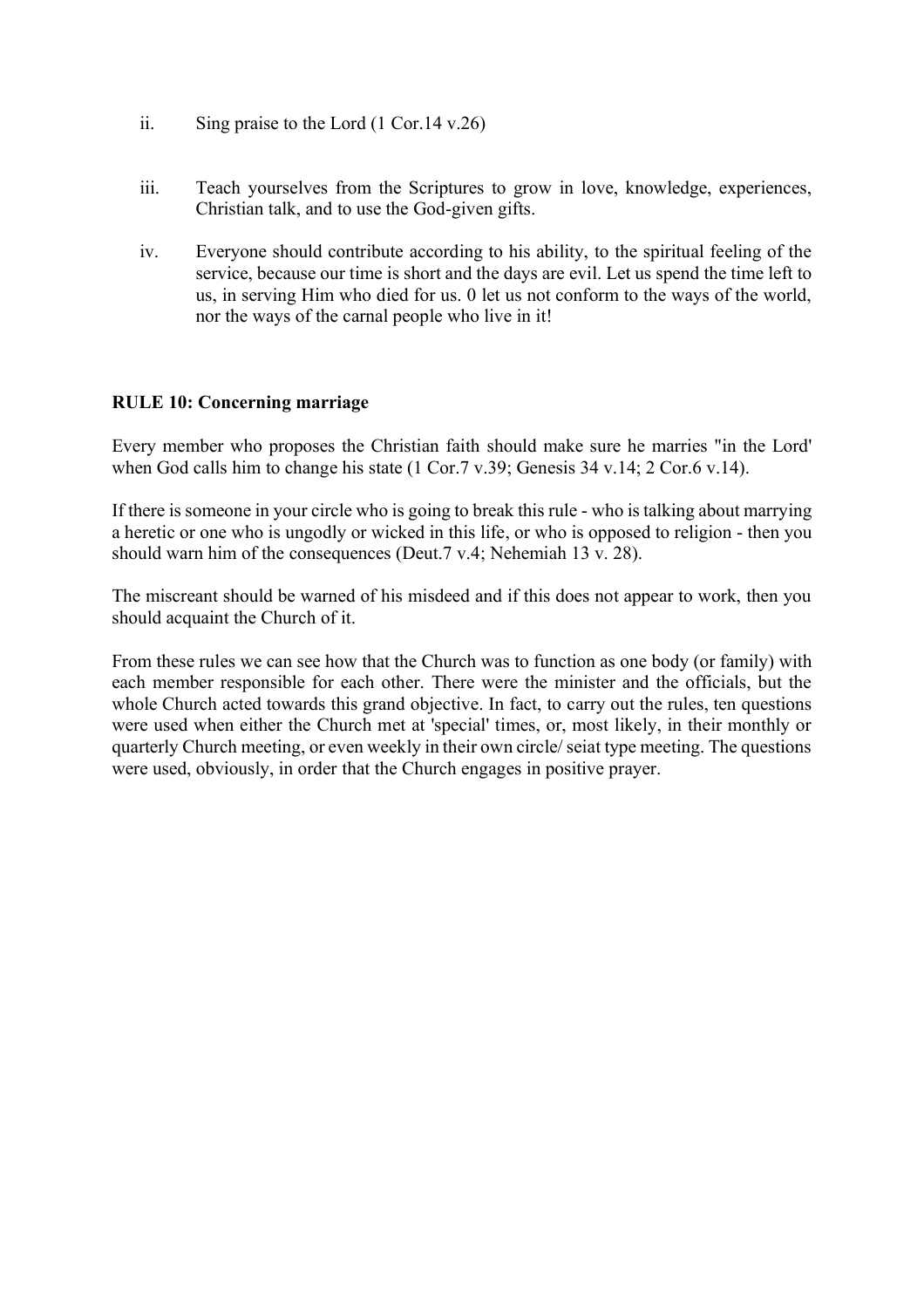ii. Sing praise to the Lord (1 Cor.14 v.26)

iii. Teach yourselves from the Scriptures to grow in love, knowledge, experiences, Christian talk, and to use the God-given gifts.

iv. Everyone should contribute according to his ability, to the spiritual feeling of the service, because our time is short and the days are evil. Let us spend the time left to us, in serving Him who died for us. 0 let us not conform to the ways of the world, nor the ways of the carnal people who live in it!

**RULE 10: Concerning marriage**

Every member who proposes the Christian faith should make sure he marries "in the Lord' when God calls him to change his state (1 Cor.7 v.39; Genesis 34 v.14; 2 Cor.6 v.14).

If there is someone in your circle who is going to break this rule - who is talking about marrying a heretic or one who is ungodly or wicked in this life, or who is opposed to religion - then you should warn him of the consequences (Deut.7 v.4; Nehemiah 13 v. 28).

The miscreant should be warned of his misdeed and if this does not appear to work, then you should acquaint the Church of it.

From these rules we can see how that the Church was to function as one body (or family) with each member responsible for each other. There were the minister and the officials, but the whole Church acted towards this grand objective. In fact, to carry out the rules, ten questions were used when either the Church met at 'special' times, or, most likely, in their monthly or quarterly Church meeting, or even weekly in their own circle/ seiat type meeting. The questions were used, obviously, in order that the Church engages in positive prayer.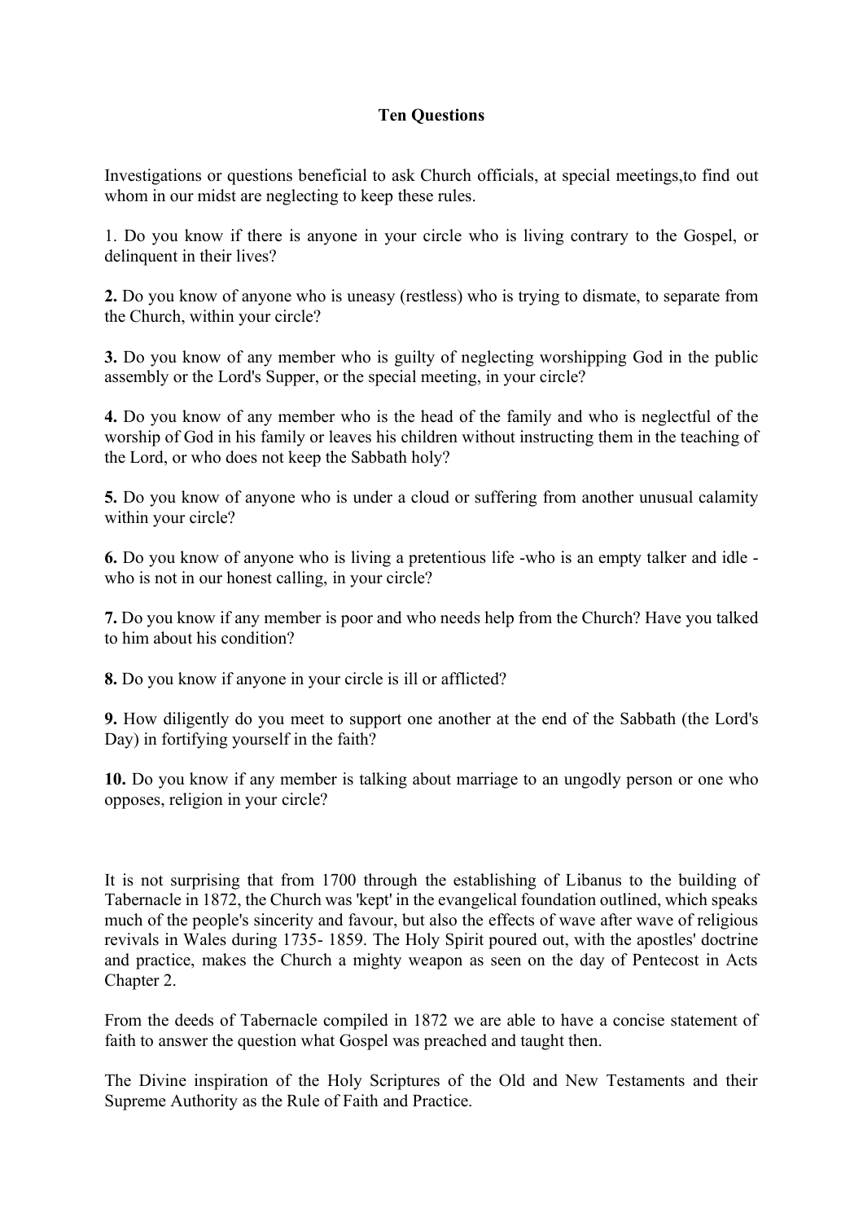**Ten Questions**

Investigations or questions beneficial to ask Church officials, at special meetings,to find out whom in our midst are neglecting to keep these rules.

1. Do you know if there is anyone in your circle who is living contrary to the Gospel, or delinquent in their lives?

**2.** Do you know of anyone who is uneasy (restless) who is trying to dismate, to separate from the Church, within your circle?

**3.** Do you know of any member who is guilty of neglecting worshipping God in the public assembly or the Lord's Supper, or the special meeting, in your circle?

**4.** Do you know of any member who is the head of the family and who is neglectful of the worship of God in his family or leaves his children without instructing them in the teaching of the Lord, or who does not keep the Sabbath holy?

**5.** Do you know of anyone who is under a cloud or suffering from another unusual calamity within your circle?

**6.** Do you know of anyone who is living a pretentious life -who is an empty talker and idle - who is not in our honest calling, in your circle?

**7.** Do you know if any member is poor and who needs help from the Church? Have you talked to him about his condition?

**8.** Do you know if anyone in your circle is ill or afflicted?

**9.** How diligently do you meet to support one another at the end of the Sabbath (the Lord's Day) in fortifying yourself in the faith?

**10.** Do you know if any member is talking about marriage to an ungodly person or one who opposes, religion in your circle?

It is not surprising that from 1700 through the establishing of Libanus to the building of Tabernacle in 1872, the Church was 'kept' in the evangelical foundation outlined, which speaks much of the people's sincerity and favour, but also the effects of wave after wave of religious revivals in Wales during 1735- 1859. The Holy Spirit poured out, with the apostles' doctrine and practice, makes the Church a mighty weapon as seen on the day of Pentecost in Acts Chapter 2.

From the deeds of Tabernacle compiled in 1872 we are able to have a concise statement of faith to answer the question what Gospel was preached and taught then.

The Divine inspiration of the Holy Scriptures of the Old and New Testaments and their Supreme Authority as the Rule of Faith and Practice.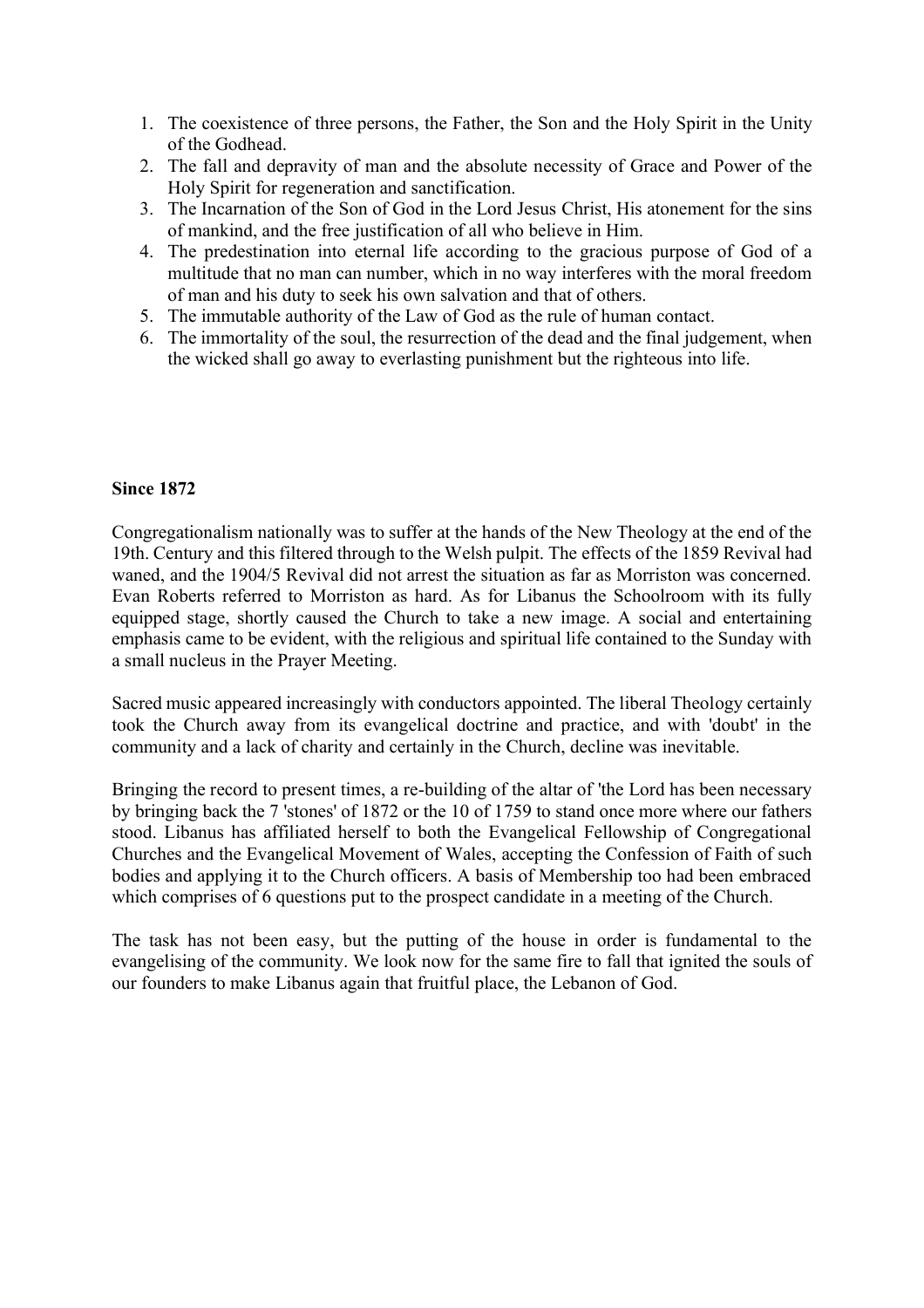1. The coexistence of three persons, the Father, the Son and the Holy Spirit in the Unity of the Godhead.
2. The fall and depravity of man and the absolute necessity of Grace and Power of the Holy Spirit for regeneration and sanctification.
3. The Incarnation of the Son of God in the Lord Jesus Christ, His atonement for the sins of mankind, and the free justification of all who believe in Him.
4. The predestination into eternal life according to the gracious purpose of God of a multitude that no man can number, which in no way interferes with the moral freedom of man and his duty to seek his own salvation and that of others.
5. The immutable authority of the Law of God as the rule of human contact.
6. The immortality of the soul, the resurrection of the dead and the final judgement, when the wicked shall go away to everlasting punishment but the righteous into life.

**Since 1872**

Congregationalism nationally was to suffer at the hands of the New Theology at the end of the 19th. Century and this filtered through to the Welsh pulpit. The effects of the 1859 Revival had waned, and the 1904/5 Revival did not arrest the situation as far as Morriston was concerned. Evan Roberts referred to Morriston as hard. As for Libanus the Schoolroom with its fully equipped stage, shortly caused the Church to take a new image. A social and entertaining emphasis came to be evident, with the religious and spiritual life contained to the Sunday with a small nucleus in the Prayer Meeting.

Sacred music appeared increasingly with conductors appointed. The liberal Theology certainly took the Church away from its evangelical doctrine and practice, and with 'doubt' in the community and a lack of charity and certainly in the Church, decline was inevitable.

Bringing the record to present times, a re-building of the altar of 'the Lord has been necessary by bringing back the 7 'stones' of 1872 or the 10 of 1759 to stand once more where our fathers stood. Libanus has affiliated herself to both the Evangelical Fellowship of Congregational Churches and the Evangelical Movement of Wales, accepting the Confession of Faith of such bodies and applying it to the Church officers. A basis of Membership too had been embraced which comprises of 6 questions put to the prospect candidate in a meeting of the Church.

The task has not been easy, but the putting of the house in order is fundamental to the evangelising of the community. We look now for the same fire to fall that ignited the souls of our founders to make Libanus again that fruitful place, the Lebanon of God.